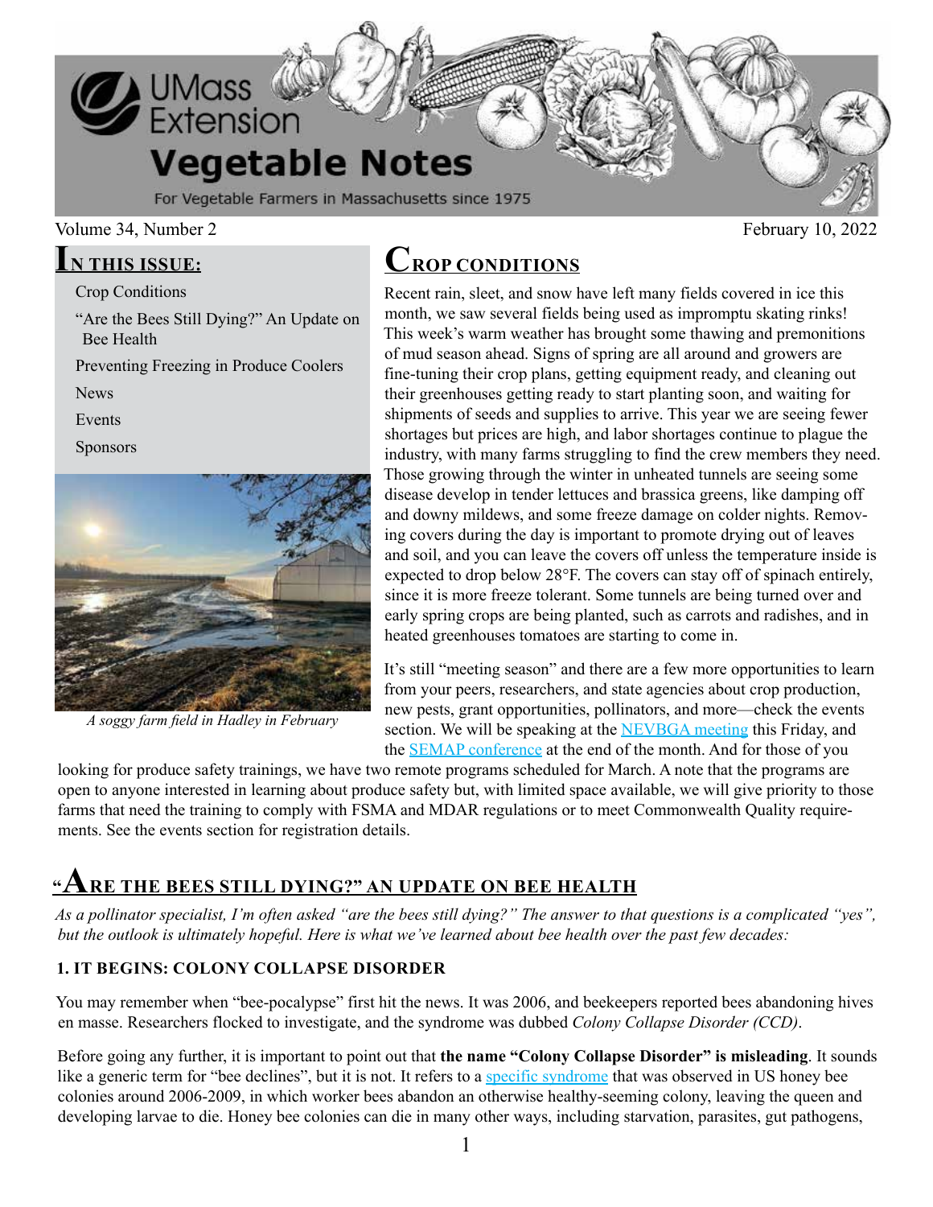# UMass Extension Vegetable Notes

For Vegetable Farmers in Massachusetts since 1975

Volume 34, Number 2

February 10, 2022

## In This Issue:

- Crop Conditions
- "Are the Bees Still Dying?" An Update on Bee Health
- Preventing Freezing in Produce Coolers
- News
- Events
- Sponsors

*A soggy farm field in Hadley in February*

## Crop Conditions

Recent rain, sleet, and snow have left many fields covered in ice this month, we saw several fields being used as impromptu skating rinks! This week's warm weather has brought some thawing and premonitions of mud season ahead. Signs of spring are all around and growers are fine-tuning their crop plans, getting equipment ready, and cleaning out their greenhouses getting ready to start planting soon, and waiting for shipments of seeds and supplies to arrive. This year we are seeing fewer shortages but prices are high, and labor shortages continue to plague the industry, with many farms struggling to find the crew members they need. Those growing through the winter in unheated tunnels are seeing some disease develop in tender lettuces and brassica greens, like damping off and downy mildews, and some freeze damage on colder nights. Removing covers during the day is important to promote drying out of leaves and soil, and you can leave the covers off unless the temperature inside is expected to drop below 28°F. The covers can stay off of spinach entirely, since it is more freeze tolerant. Some tunnels are being turned over and early spring crops are being planted, such as carrots and radishes, and in heated greenhouses tomatoes are starting to come in.

It's still "meeting season" and there are a few more opportunities to learn from your peers, researchers, and state agencies about crop production, new pests, grant opportunities, pollinators, and more—check the events section. We will be speaking at the NEVBGA meeting this Friday, and the SEMAP conference at the end of the month. And for those of you looking for produce safety trainings, we have two remote programs scheduled for March. A note that the programs are open to anyone interested in learning about produce safety but, with limited space available, we will give priority to those farms that need the training to comply with FSMA and MDAR regulations or to meet Commonwealth Quality requirements. See the events section for registration details.

## "Are the Bees Still Dying?" An Update on Bee Health

*As a pollinator specialist, I'm often asked "are the bees still dying?" The answer to that questions is a complicated "yes", but the outlook is ultimately hopeful. Here is what we've learned about bee health over the past few decades:*

### 1. It Begins: Colony Collapse Disorder

You may remember when "bee-pocalypse" first hit the news. It was 2006, and beekeepers reported bees abandoning hives en masse. Researchers flocked to investigate, and the syndrome was dubbed *Colony Collapse Disorder (CCD)*.

Before going any further, it is important to point out that **the name "Colony Collapse Disorder" is misleading**. It sounds like a generic term for "bee declines", but it is not. It refers to a specific syndrome that was observed in US honey bee colonies around 2006-2009, in which worker bees abandon an otherwise healthy-seeming colony, leaving the queen and developing larvae to die. Honey bee colonies can die in many other ways, including starvation, parasites, gut pathogens,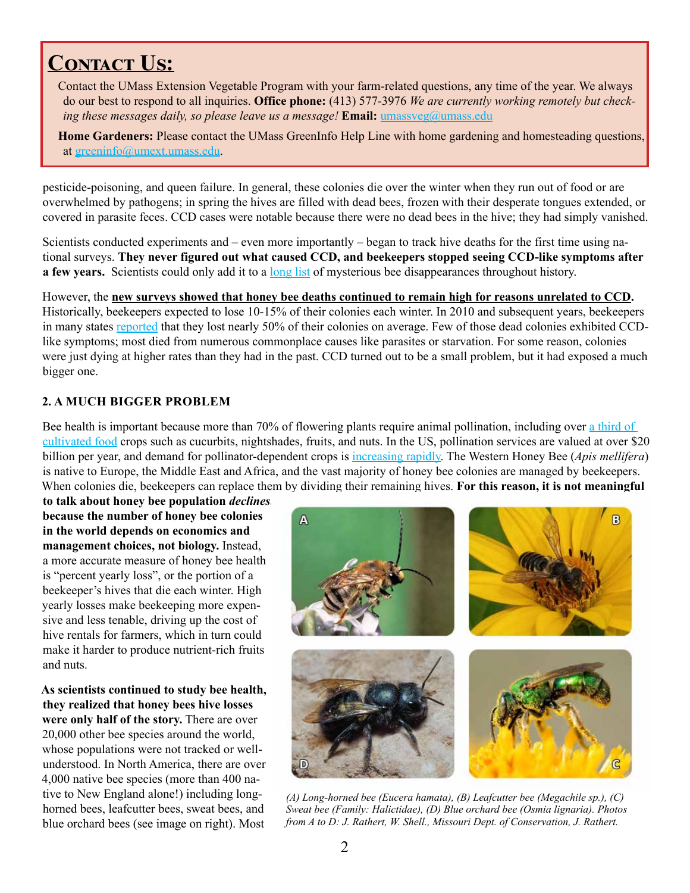## Contact Us:

Contact the UMass Extension Vegetable Program with your farm-related questions, any time of the year. We always do our best to respond to all inquiries. **Office phone:** (413) 577-3976 *We are currently working remotely but checking these messages daily, so please leave us a message!* **Email:** umassveg@umass.edu

**Home Gardeners:** Please contact the UMass GreenInfo Help Line with home gardening and homesteading questions, at greeninfo@umext.umass.edu.

pesticide-poisoning, and queen failure. In general, these colonies die over the winter when they run out of food or are overwhelmed by pathogens; in spring the hives are filled with dead bees, frozen with their desperate tongues extended, or covered in parasite feces. CCD cases were notable because there were no dead bees in the hive; they had simply vanished.

Scientists conducted experiments and – even more importantly – began to track hive deaths for the first time using national surveys. **They never figured out what caused CCD, and beekeepers stopped seeing CCD-like symptoms after a few years.** Scientists could only add it to a long list of mysterious bee disappearances throughout history.

However, the **new surveys showed that honey bee deaths continued to remain high for reasons unrelated to CCD.** Historically, beekeepers expected to lose 10-15% of their colonies each winter. In 2010 and subsequent years, beekeepers in many states reported that they lost nearly 50% of their colonies on average. Few of those dead colonies exhibited CCD-like symptoms; most died from numerous commonplace causes like parasites or starvation. For some reason, colonies were just dying at higher rates than they had in the past. CCD turned out to be a small problem, but it had exposed a much bigger one.

### 2. A MUCH BIGGER PROBLEM

Bee health is important because more than 70% of flowering plants require animal pollination, including over a third of cultivated food crops such as cucurbits, nightshades, fruits, and nuts. In the US, pollination services are valued at over $20 billion per year, and demand for pollinator-dependent crops is increasing rapidly. The Western Honey Bee (*Apis mellifera*) is native to Europe, the Middle East and Africa, and the vast majority of honey bee colonies are managed by beekeepers. When colonies die, beekeepers can replace them by dividing their remaining hives. **For this reason, it is not meaningful to talk about honey bee population *declines* because the number of honey bee colonies in the world depends on economics and management choices, not biology.** Instead, a more accurate measure of honey bee health is "percent yearly loss", or the portion of a beekeeper's hives that die each winter. High yearly losses make beekeeping more expensive and less tenable, driving up the cost of hive rentals for farmers, which in turn could make it harder to produce nutrient-rich fruits and nuts.

**As scientists continued to study bee health, they realized that honey bees hive losses were only half of the story.** There are over 20,000 other bee species around the world, whose populations were not tracked or well-understood. In North America, there are over 4,000 native bee species (more than 400 native to New England alone!) including long-horned bees, leafcutter bees, sweat bees, and blue orchard bees (see image on right). Most

*(A) Long-horned bee (Eucera hamata), (B) Leafcutter bee (Megachile sp.), (C) Sweat bee (Family: Halictidae), (D) Blue orchard bee (Osmia lignaria). Photos from A to D: J. Rathert, W. Shell., Missouri Dept. of Conservation, J. Rathert.*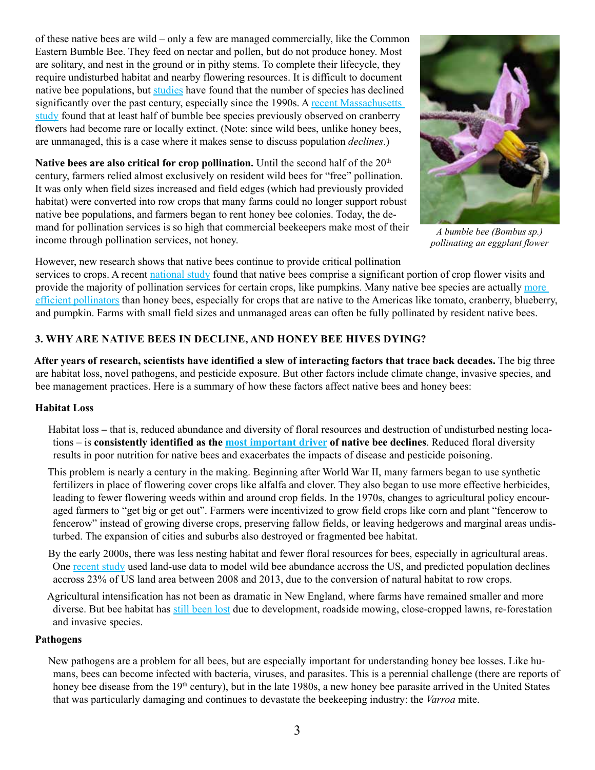of these native bees are wild – only a few are managed commercially, like the Common Eastern Bumble Bee. They feed on nectar and pollen, but do not produce honey. Most are solitary, and nest in the ground or in pithy stems. To complete their lifecycle, they require undisturbed habitat and nearby flowering resources. It is difficult to document native bee populations, but studies have found that the number of species has declined significantly over the past century, especially since the 1990s. A recent Massachusetts study found that at least half of bumble bee species previously observed on cranberry flowers had become rare or locally extinct. (Note: since wild bees, unlike honey bees, are unmanaged, this is a case where it makes sense to discuss population *declines*.)

**Native bees are also critical for crop pollination.** Until the second half of the 20th century, farmers relied almost exclusively on resident wild bees for "free" pollination. It was only when field sizes increased and field edges (which had previously provided habitat) were converted into row crops that many farms could no longer support robust native bee populations, and farmers began to rent honey bee colonies. Today, the demand for pollination services is so high that commercial beekeepers make most of their income through pollination services, not honey.

*A bumble bee (Bombus sp.) pollinating an eggplant flower*

However, new research shows that native bees continue to provide critical pollination services to crops. A recent national study found that native bees comprise a significant portion of crop flower visits and provide the majority of pollination services for certain crops, like pumpkins. Many native bee species are actually more efficient pollinators than honey bees, especially for crops that are native to the Americas like tomato, cranberry, blueberry, and pumpkin. Farms with small field sizes and unmanaged areas can often be fully pollinated by resident native bees.

## 3. WHY ARE NATIVE BEES IN DECLINE, AND HONEY BEE HIVES DYING?

**After years of research, scientists have identified a slew of interacting factors that trace back decades.** The big three are habitat loss, novel pathogens, and pesticide exposure. But other factors include climate change, invasive species, and bee management practices. Here is a summary of how these factors affect native bees and honey bees:

### Habitat Loss

Habitat loss – that is, reduced abundance and diversity of floral resources and destruction of undisturbed nesting locations – is **consistently identified as the most important driver of native bee declines**. Reduced floral diversity results in poor nutrition for native bees and exacerbates the impacts of disease and pesticide poisoning.

This problem is nearly a century in the making. Beginning after World War II, many farmers began to use synthetic fertilizers in place of flowering cover crops like alfalfa and clover. They also began to use more effective herbicides, leading to fewer flowering weeds within and around crop fields. In the 1970s, changes to agricultural policy encouraged farmers to "get big or get out". Farmers were incentivized to grow field crops like corn and plant "fencerow to fencerow" instead of growing diverse crops, preserving fallow fields, or leaving hedgerows and marginal areas undisturbed. The expansion of cities and suburbs also destroyed or fragmented bee habitat.

By the early 2000s, there was less nesting habitat and fewer floral resources for bees, especially in agricultural areas. One recent study used land-use data to model wild bee abundance accross the US, and predicted population declines accross 23% of US land area between 2008 and 2013, due to the conversion of natural habitat to row crops.

Agricultural intensification has not been as dramatic in New England, where farms have remained smaller and more diverse. But bee habitat has still been lost due to development, roadside mowing, close-cropped lawns, re-forestation and invasive species.

### Pathogens

New pathogens are a problem for all bees, but are especially important for understanding honey bee losses. Like humans, bees can become infected with bacteria, viruses, and parasites. This is a perennial challenge (there are reports of honey bee disease from the 19th century), but in the late 1980s, a new honey bee parasite arrived in the United States that was particularly damaging and continues to devastate the beekeeping industry: the *Varroa* mite.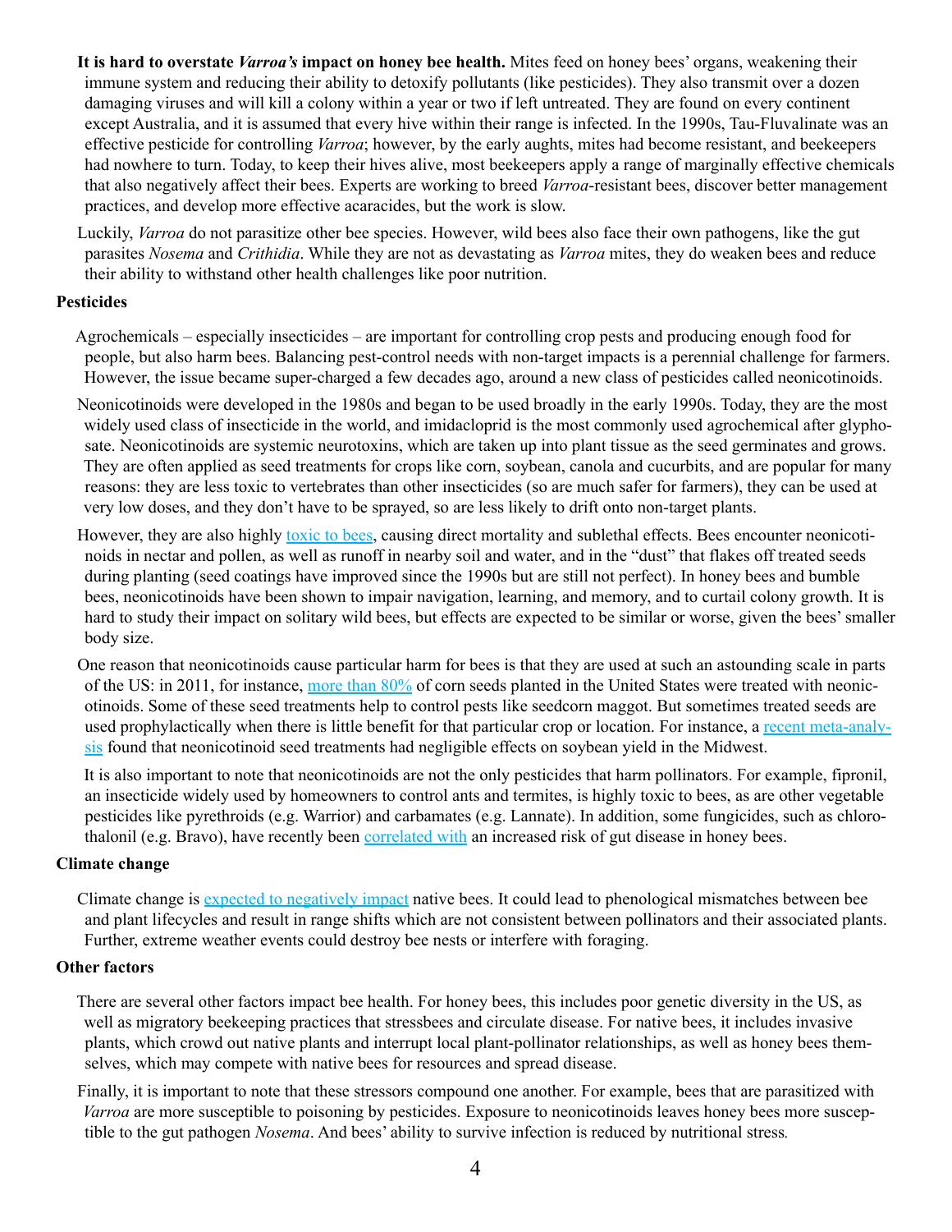**It is hard to overstate *Varroa's* impact on honey bee health.** Mites feed on honey bees' organs, weakening their immune system and reducing their ability to detoxify pollutants (like pesticides). They also transmit over a dozen damaging viruses and will kill a colony within a year or two if left untreated. They are found on every continent except Australia, and it is assumed that every hive within their range is infected. In the 1990s, Tau-Fluvalinate was an effective pesticide for controlling *Varroa*; however, by the early aughts, mites had become resistant, and beekeepers had nowhere to turn. Today, to keep their hives alive, most beekeepers apply a range of marginally effective chemicals that also negatively affect their bees. Experts are working to breed *Varroa*-resistant bees, discover better management practices, and develop more effective acaracides, but the work is slow.

Luckily, *Varroa* do not parasitize other bee species. However, wild bees also face their own pathogens, like the gut parasites *Nosema* and *Crithidia*. While they are not as devastating as *Varroa* mites, they do weaken bees and reduce their ability to withstand other health challenges like poor nutrition.

### Pesticides

Agrochemicals – especially insecticides – are important for controlling crop pests and producing enough food for people, but also harm bees. Balancing pest-control needs with non-target impacts is a perennial challenge for farmers. However, the issue became super-charged a few decades ago, around a new class of pesticides called neonicotinoids.

Neonicotinoids were developed in the 1980s and began to be used broadly in the early 1990s. Today, they are the most widely used class of insecticide in the world, and imidacloprid is the most commonly used agrochemical after glyphosate. Neonicotinoids are systemic neurotoxins, which are taken up into plant tissue as the seed germinates and grows. They are often applied as seed treatments for crops like corn, soybean, canola and cucurbits, and are popular for many reasons: they are less toxic to vertebrates than other insecticides (so are much safer for farmers), they can be used at very low doses, and they don't have to be sprayed, so are less likely to drift onto non-target plants.

However, they are also highly toxic to bees, causing direct mortality and sublethal effects. Bees encounter neonicotinoids in nectar and pollen, as well as runoff in nearby soil and water, and in the "dust" that flakes off treated seeds during planting (seed coatings have improved since the 1990s but are still not perfect). In honey bees and bumble bees, neonicotinoids have been shown to impair navigation, learning, and memory, and to curtail colony growth. It is hard to study their impact on solitary wild bees, but effects are expected to be similar or worse, given the bees' smaller body size.

One reason that neonicotinoids cause particular harm for bees is that they are used at such an astounding scale in parts of the US: in 2011, for instance, more than 80% of corn seeds planted in the United States were treated with neonicotinoids. Some of these seed treatments help to control pests like seedcorn maggot. But sometimes treated seeds are used prophylactically when there is little benefit for that particular crop or location. For instance, a recent meta-analysis found that neonicotinoid seed treatments had negligible effects on soybean yield in the Midwest.

It is also important to note that neonicotinoids are not the only pesticides that harm pollinators. For example, fipronil, an insecticide widely used by homeowners to control ants and termites, is highly toxic to bees, as are other vegetable pesticides like pyrethroids (e.g. Warrior) and carbamates (e.g. Lannate). In addition, some fungicides, such as chlorothalonil (e.g. Bravo), have recently been correlated with an increased risk of gut disease in honey bees.

### Climate change

Climate change is expected to negatively impact native bees. It could lead to phenological mismatches between bee and plant lifecycles and result in range shifts which are not consistent between pollinators and their associated plants. Further, extreme weather events could destroy bee nests or interfere with foraging.

### Other factors

There are several other factors impact bee health. For honey bees, this includes poor genetic diversity in the US, as well as migratory beekeeping practices that stressbees and circulate disease. For native bees, it includes invasive plants, which crowd out native plants and interrupt local plant-pollinator relationships, as well as honey bees themselves, which may compete with native bees for resources and spread disease.

Finally, it is important to note that these stressors compound one another. For example, bees that are parasitized with *Varroa* are more susceptible to poisoning by pesticides. Exposure to neonicotinoids leaves honey bees more susceptible to the gut pathogen *Nosema*. And bees' ability to survive infection is reduced by nutritional stress.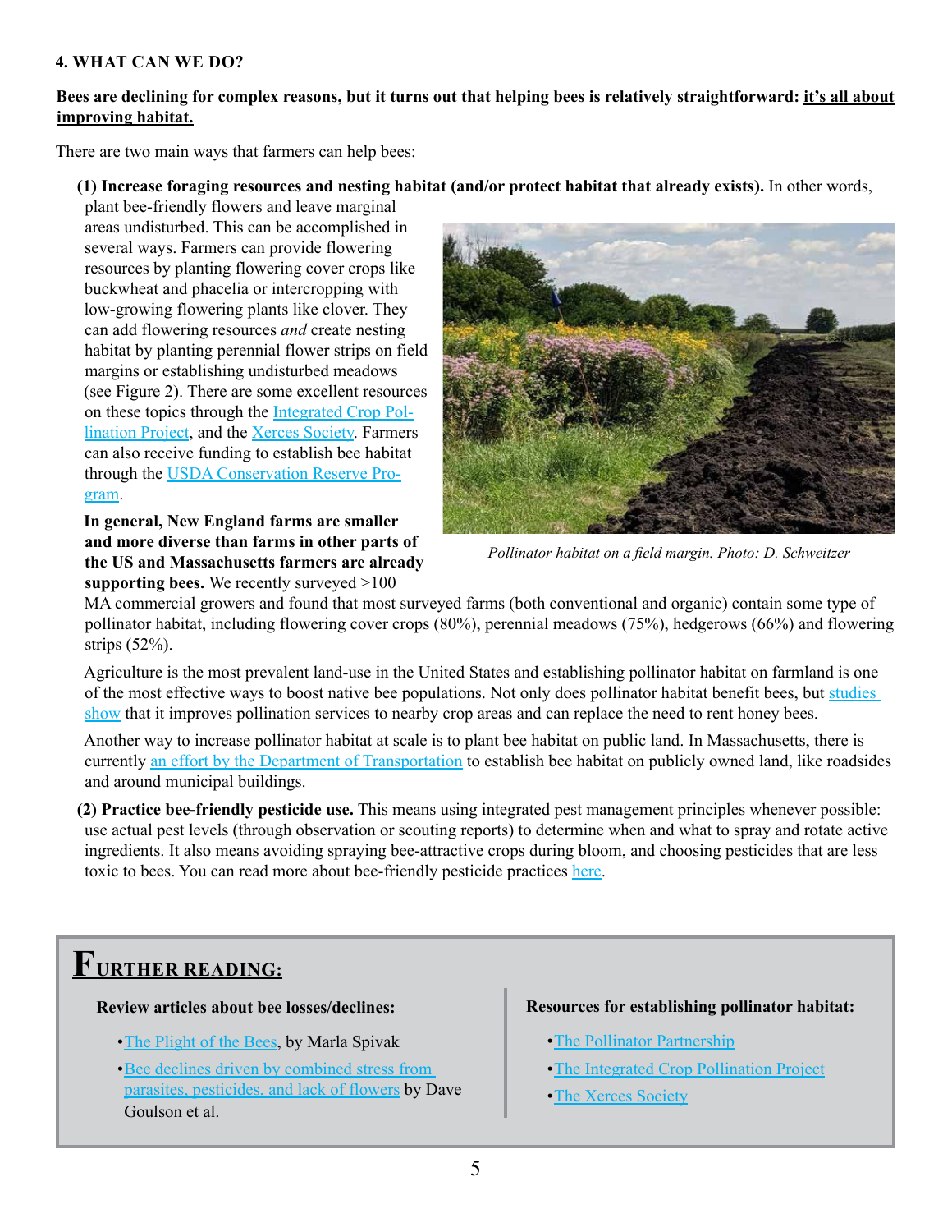**4. WHAT CAN WE DO?**

**Bees are declining for complex reasons, but it turns out that helping bees is relatively straightforward: <u>it's all about improving habitat.</u>**

There are two main ways that farmers can help bees:

**(1) Increase foraging resources and nesting habitat (and/or protect habitat that already exists).** In other words, plant bee-friendly flowers and leave marginal areas undisturbed. This can be accomplished in several ways. Farmers can provide flowering resources by planting flowering cover crops like buckwheat and phacelia or intercropping with low-growing flowering plants like clover. They can add flowering resources *and* create nesting habitat by planting perennial flower strips on field margins or establishing undisturbed meadows (see Figure 2). There are some excellent resources on these topics through the Integrated Crop Pollination Project, and the Xerces Society. Farmers can also receive funding to establish bee habitat through the USDA Conservation Reserve Program.

*Pollinator habitat on a field margin. Photo: D. Schweitzer*

**In general, New England farms are smaller and more diverse than farms in other parts of the US and Massachusetts farmers are already supporting bees.** We recently surveyed >100 MA commercial growers and found that most surveyed farms (both conventional and organic) contain some type of pollinator habitat, including flowering cover crops (80%), perennial meadows (75%), hedgerows (66%) and flowering strips (52%).

Agriculture is the most prevalent land-use in the United States and establishing pollinator habitat on farmland is one of the most effective ways to boost native bee populations. Not only does pollinator habitat benefit bees, but studies show that it improves pollination services to nearby crop areas and can replace the need to rent honey bees.

Another way to increase pollinator habitat at scale is to plant bee habitat on public land. In Massachusetts, there is currently an effort by the Department of Transportation to establish bee habitat on publicly owned land, like roadsides and around municipal buildings.

**(2) Practice bee-friendly pesticide use.** This means using integrated pest management principles whenever possible: use actual pest levels (through observation or scouting reports) to determine when and what to spray and rotate active ingredients. It also means avoiding spraying bee-attractive crops during bloom, and choosing pesticides that are less toxic to bees. You can read more about bee-friendly pesticide practices here.

## FURTHER READING:

**Review articles about bee losses/declines:**

- The Plight of the Bees, by Marla Spivak
- Bee declines driven by combined stress from parasites, pesticides, and lack of flowers by Dave Goulson et al.

**Resources for establishing pollinator habitat:**

- The Pollinator Partnership
- The Integrated Crop Pollination Project
- The Xerces Society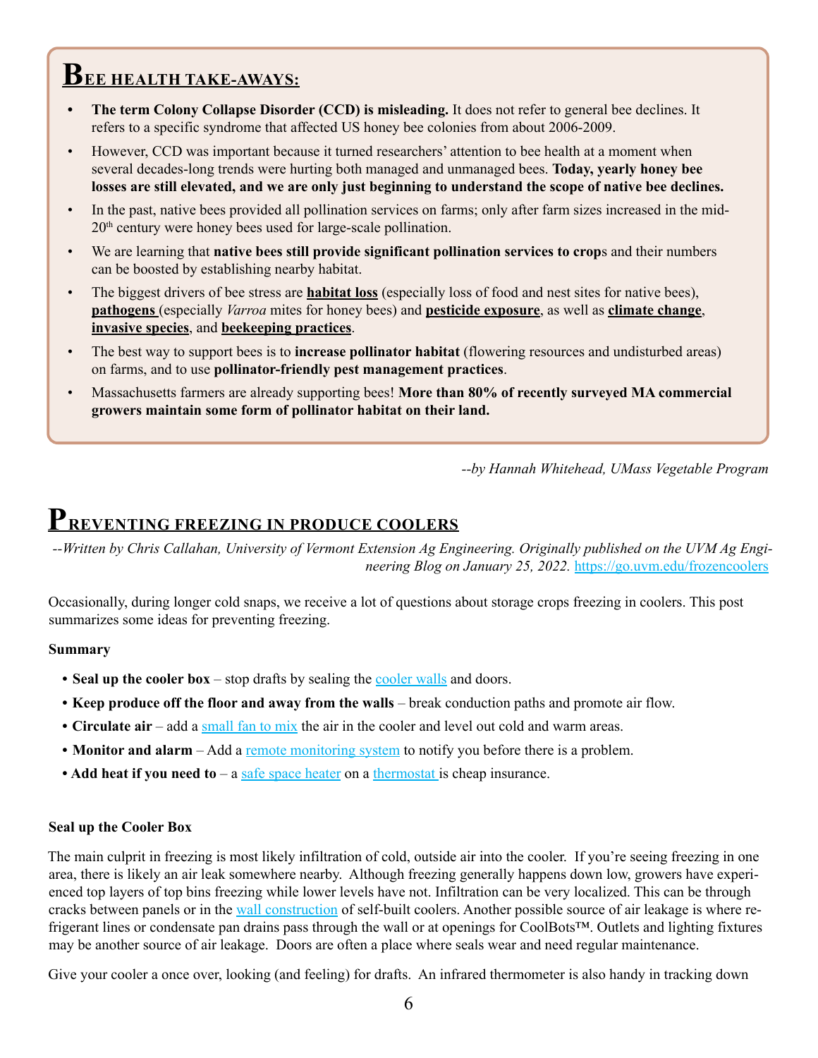## Bee health take-aways:

- **The term Colony Collapse Disorder (CCD) is misleading.** It does not refer to general bee declines. It refers to a specific syndrome that affected US honey bee colonies from about 2006-2009.
- However, CCD was important because it turned researchers' attention to bee health at a moment when several decades-long trends were hurting both managed and unmanaged bees. **Today, yearly honey bee losses are still elevated, and we are only just beginning to understand the scope of native bee declines.**
- In the past, native bees provided all pollination services on farms; only after farm sizes increased in the mid-20th century were honey bees used for large-scale pollination.
- We are learning that **native bees still provide significant pollination services to crop**s and their numbers can be boosted by establishing nearby habitat.
- The biggest drivers of bee stress are **habitat loss** (especially loss of food and nest sites for native bees), **pathogens** (especially *Varroa* mites for honey bees) and **pesticide exposure**, as well as **climate change**, **invasive species**, and **beekeeping practices**.
- The best way to support bees is to **increase pollinator habitat** (flowering resources and undisturbed areas) on farms, and to use **pollinator-friendly pest management practices**.
- Massachusetts farmers are already supporting bees! **More than 80% of recently surveyed MA commercial growers maintain some form of pollinator habitat on their land.**

*--by Hannah Whitehead, UMass Vegetable Program*

## Preventing freezing in produce coolers

*--Written by Chris Callahan, University of Vermont Extension Ag Engineering. Originally published on the UVM Ag Engineering Blog on January 25, 2022.* https://go.uvm.edu/frozencoolers

Occasionally, during longer cold snaps, we receive a lot of questions about storage crops freezing in coolers. This post summarizes some ideas for preventing freezing.

**Summary**

- **Seal up the cooler box** – stop drafts by sealing the cooler walls and doors.
- **Keep produce off the floor and away from the walls** – break conduction paths and promote air flow.
- **Circulate air** – add a small fan to mix the air in the cooler and level out cold and warm areas.
- **Monitor and alarm** – Add a remote monitoring system to notify you before there is a problem.
- **Add heat if you need to** – a safe space heater on a thermostat is cheap insurance.

**Seal up the Cooler Box**

The main culprit in freezing is most likely infiltration of cold, outside air into the cooler. If you're seeing freezing in one area, there is likely an air leak somewhere nearby. Although freezing generally happens down low, growers have experienced top layers of top bins freezing while lower levels have not. Infiltration can be very localized. This can be through cracks between panels or in the wall construction of self-built coolers. Another possible source of air leakage is where refrigerant lines or condensate pan drains pass through the wall or at openings for CoolBots™. Outlets and lighting fixtures may be another source of air leakage. Doors are often a place where seals wear and need regular maintenance.

Give your cooler a once over, looking (and feeling) for drafts. An infrared thermometer is also handy in tracking down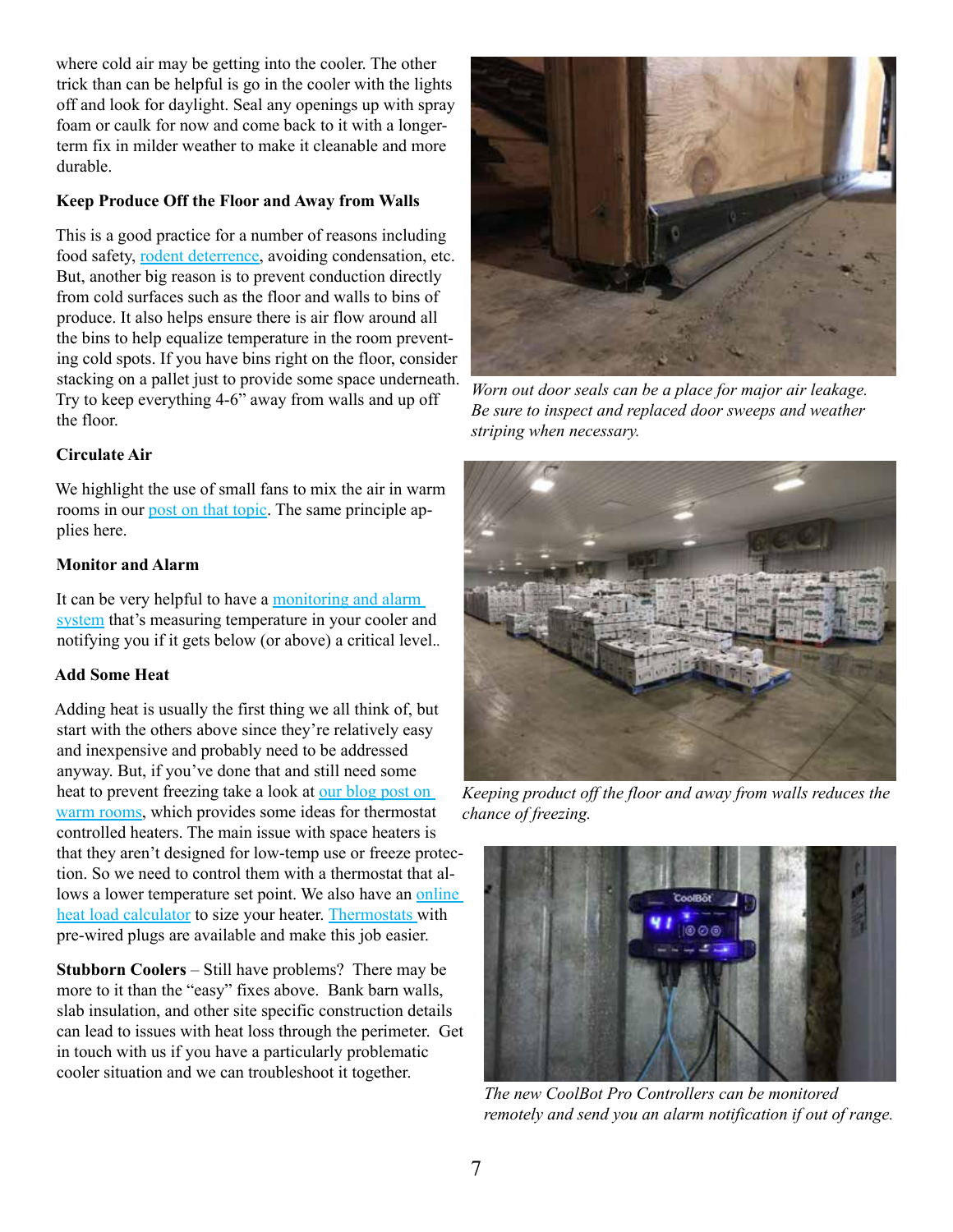where cold air may be getting into the cooler. The other trick than can be helpful is go in the cooler with the lights off and look for daylight. Seal any openings up with spray foam or caulk for now and come back to it with a longer-term fix in milder weather to make it cleanable and more durable.

**Keep Produce Off the Floor and Away from Walls**

This is a good practice for a number of reasons including food safety, rodent deterrence, avoiding condensation, etc. But, another big reason is to prevent conduction directly from cold surfaces such as the floor and walls to bins of produce. It also helps ensure there is air flow around all the bins to help equalize temperature in the room preventing cold spots. If you have bins right on the floor, consider stacking on a pallet just to provide some space underneath. Try to keep everything 4-6" away from walls and up off the floor.

**Circulate Air**

We highlight the use of small fans to mix the air in warm rooms in our post on that topic. The same principle applies here.

**Monitor and Alarm**

It can be very helpful to have a monitoring and alarm system that's measuring temperature in your cooler and notifying you if it gets below (or above) a critical level..

**Add Some Heat**

Adding heat is usually the first thing we all think of, but start with the others above since they're relatively easy and inexpensive and probably need to be addressed anyway. But, if you've done that and still need some heat to prevent freezing take a look at our blog post on warm rooms, which provides some ideas for thermostat controlled heaters. The main issue with space heaters is that they aren't designed for low-temp use or freeze protection. So we need to control them with a thermostat that allows a lower temperature set point. We also have an online heat load calculator to size your heater. Thermostats with pre-wired plugs are available and make this job easier.

**Stubborn Coolers** – Still have problems? There may be more to it than the "easy" fixes above. Bank barn walls, slab insulation, and other site specific construction details can lead to issues with heat loss through the perimeter. Get in touch with us if you have a particularly problematic cooler situation and we can troubleshoot it together.

*Worn out door seals can be a place for major air leakage. Be sure to inspect and replaced door sweeps and weather striping when necessary.*

*Keeping product off the floor and away from walls reduces the chance of freezing.*

*The new CoolBot Pro Controllers can be monitored remotely and send you an alarm notification if out of range.*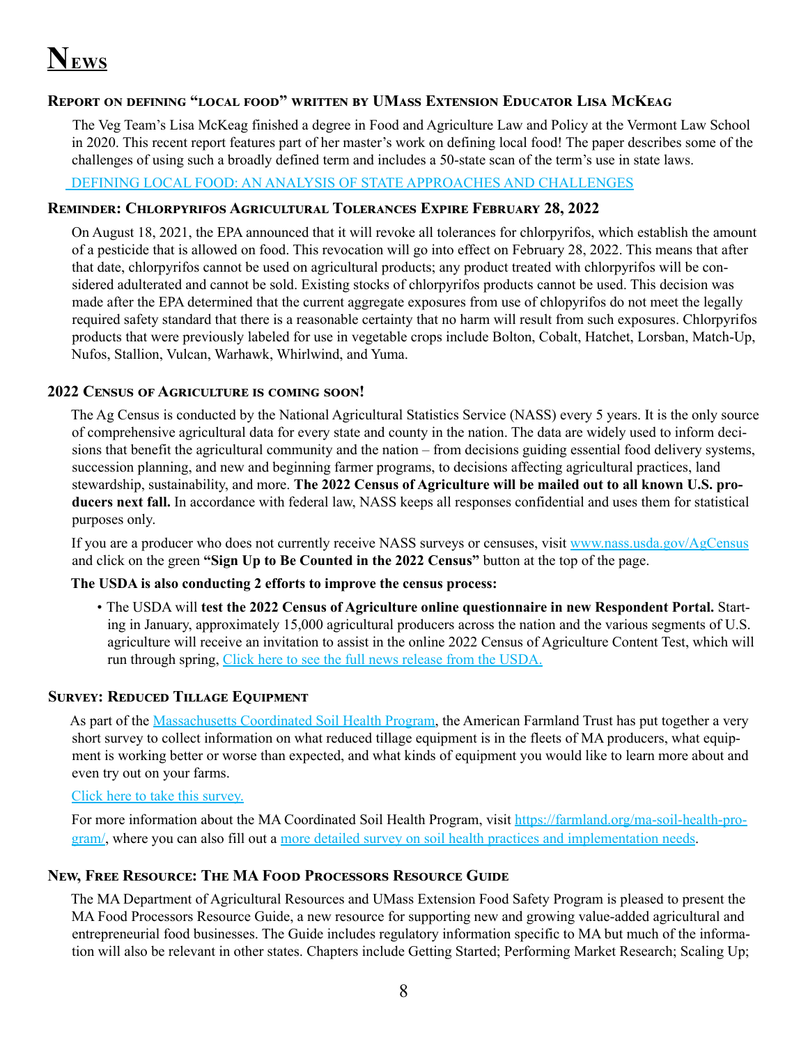# News

### Report on defining "local food" written by UMass Extension Educator Lisa McKeag

The Veg Team's Lisa McKeag finished a degree in Food and Agriculture Law and Policy at the Vermont Law School in 2020. This recent report features part of her master's work on defining local food! The paper describes some of the challenges of using such a broadly defined term and includes a 50-state scan of the term's use in state laws.

DEFINING LOCAL FOOD: AN ANALYSIS OF STATE APPROACHES AND CHALLENGES

### Reminder: Chlorpyrifos Agricultural Tolerances Expire February 28, 2022

On August 18, 2021, the EPA announced that it will revoke all tolerances for chlorpyrifos, which establish the amount of a pesticide that is allowed on food. This revocation will go into effect on February 28, 2022. This means that after that date, chlorpyrifos cannot be used on agricultural products; any product treated with chlorpyrifos will be considered adulterated and cannot be sold. Existing stocks of chlorpyrifos products cannot be used. This decision was made after the EPA determined that the current aggregate exposures from use of chlopyrifos do not meet the legally required safety standard that there is a reasonable certainty that no harm will result from such exposures. Chlorpyrifos products that were previously labeled for use in vegetable crops include Bolton, Cobalt, Hatchet, Lorsban, Match-Up, Nufos, Stallion, Vulcan, Warhawk, Whirlwind, and Yuma.

### 2022 Census of Agriculture is coming soon!

The Ag Census is conducted by the National Agricultural Statistics Service (NASS) every 5 years. It is the only source of comprehensive agricultural data for every state and county in the nation. The data are widely used to inform decisions that benefit the agricultural community and the nation – from decisions guiding essential food delivery systems, succession planning, and new and beginning farmer programs, to decisions affecting agricultural practices, land stewardship, sustainability, and more. **The 2022 Census of Agriculture will be mailed out to all known U.S. producers next fall.** In accordance with federal law, NASS keeps all responses confidential and uses them for statistical purposes only.

If you are a producer who does not currently receive NASS surveys or censuses, visit www.nass.usda.gov/AgCensus and click on the green **"Sign Up to Be Counted in the 2022 Census"** button at the top of the page.

**The USDA is also conducting 2 efforts to improve the census process:**

- The USDA will **test the 2022 Census of Agriculture online questionnaire in new Respondent Portal.** Starting in January, approximately 15,000 agricultural producers across the nation and the various segments of U.S. agriculture will receive an invitation to assist in the online 2022 Census of Agriculture Content Test, which will run through spring, Click here to see the full news release from the USDA.

### Survey: Reduced Tillage Equipment

As part of the Massachusetts Coordinated Soil Health Program, the American Farmland Trust has put together a very short survey to collect information on what reduced tillage equipment is in the fleets of MA producers, what equipment is working better or worse than expected, and what kinds of equipment you would like to learn more about and even try out on your farms.

Click here to take this survey.

For more information about the MA Coordinated Soil Health Program, visit https://farmland.org/ma-soil-health-program/, where you can also fill out a more detailed survey on soil health practices and implementation needs.

### New, Free Resource: The MA Food Processors Resource Guide

The MA Department of Agricultural Resources and UMass Extension Food Safety Program is pleased to present the MA Food Processors Resource Guide, a new resource for supporting new and growing value-added agricultural and entrepreneurial food businesses. The Guide includes regulatory information specific to MA but much of the information will also be relevant in other states. Chapters include Getting Started; Performing Market Research; Scaling Up;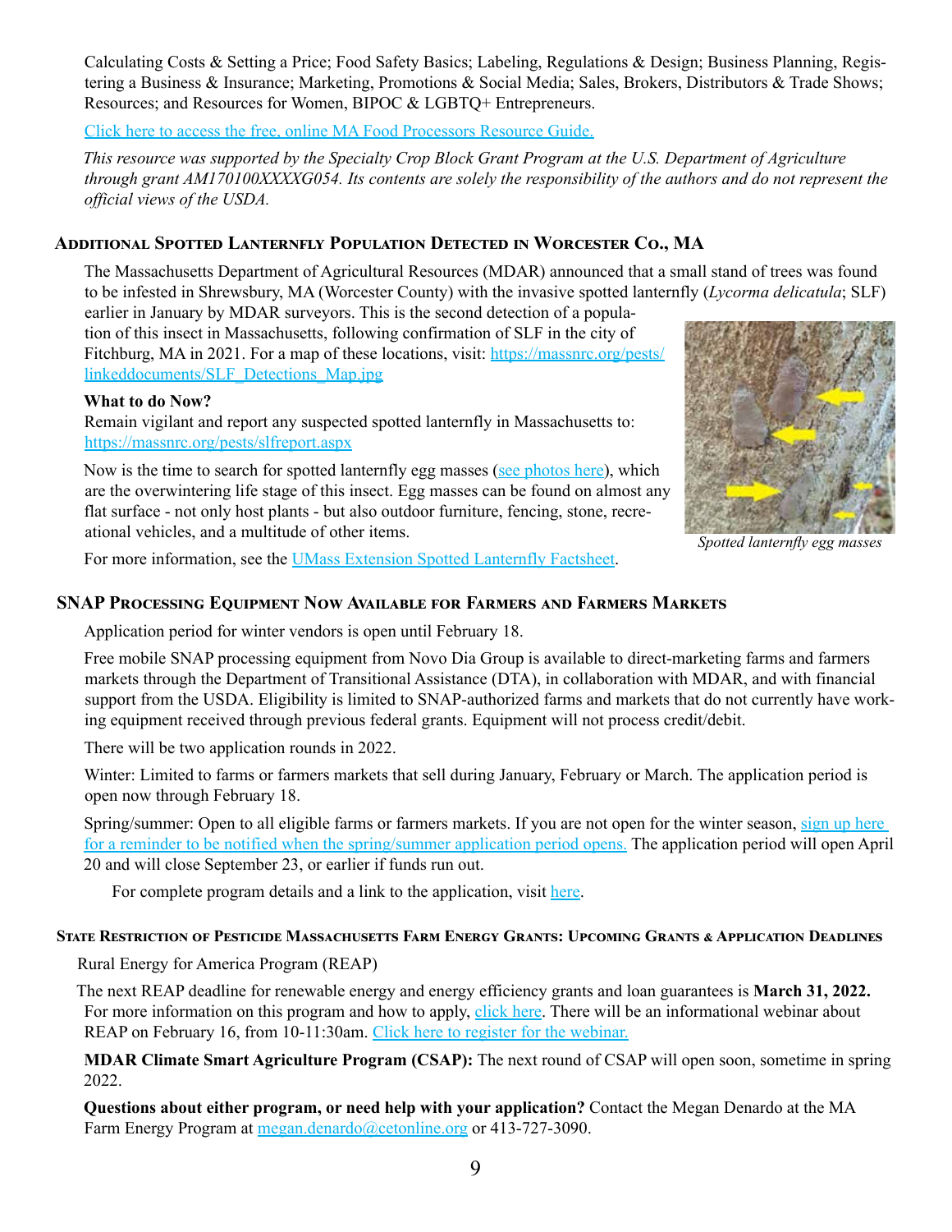Calculating Costs & Setting a Price; Food Safety Basics; Labeling, Regulations & Design; Business Planning, Registering a Business & Insurance; Marketing, Promotions & Social Media; Sales, Brokers, Distributors & Trade Shows; Resources; and Resources for Women, BIPOC & LGBTQ+ Entrepreneurs.

Click here to access the free, online MA Food Processors Resource Guide.

*This resource was supported by the Specialty Crop Block Grant Program at the U.S. Department of Agriculture through grant AM170100XXXXG054. Its contents are solely the responsibility of the authors and do not represent the official views of the USDA.*

## Additional Spotted Lanternfly Population Detected in Worcester Co., MA

The Massachusetts Department of Agricultural Resources (MDAR) announced that a small stand of trees was found to be infested in Shrewsbury, MA (Worcester County) with the invasive spotted lanternfly (*Lycorma delicatula*; SLF) earlier in January by MDAR surveyors. This is the second detection of a population of this insect in Massachusetts, following confirmation of SLF in the city of Fitchburg, MA in 2021. For a map of these locations, visit: https://massnrc.org/pests/linkeddocuments/SLF_Detections_Map.jpg

**What to do Now?**

Remain vigilant and report any suspected spotted lanternfly in Massachusetts to: https://massnrc.org/pests/slfreport.aspx

Now is the time to search for spotted lanternfly egg masses (see photos here), which are the overwintering life stage of this insect. Egg masses can be found on almost any flat surface - not only host plants - but also outdoor furniture, fencing, stone, recreational vehicles, and a multitude of other items.

*Spotted lanternfly egg masses*

For more information, see the UMass Extension Spotted Lanternfly Factsheet.

## SNAP Processing Equipment Now Available for Farmers and Farmers Markets

Application period for winter vendors is open until February 18.

Free mobile SNAP processing equipment from Novo Dia Group is available to direct-marketing farms and farmers markets through the Department of Transitional Assistance (DTA), in collaboration with MDAR, and with financial support from the USDA. Eligibility is limited to SNAP-authorized farms and markets that do not currently have working equipment received through previous federal grants. Equipment will not process credit/debit.

There will be two application rounds in 2022.

Winter: Limited to farms or farmers markets that sell during January, February or March. The application period is open now through February 18.

Spring/summer: Open to all eligible farms or farmers markets. If you are not open for the winter season, sign up here for a reminder to be notified when the spring/summer application period opens. The application period will open April 20 and will close September 23, or earlier if funds run out.

For complete program details and a link to the application, visit here.

## State Restriction of Pesticide Massachusetts Farm Energy Grants: Upcoming Grants & Application Deadlines

Rural Energy for America Program (REAP)

The next REAP deadline for renewable energy and energy efficiency grants and loan guarantees is **March 31, 2022.** For more information on this program and how to apply, click here. There will be an informational webinar about REAP on February 16, from 10-11:30am. Click here to register for the webinar.

**MDAR Climate Smart Agriculture Program (CSAP):** The next round of CSAP will open soon, sometime in spring 2022.

**Questions about either program, or need help with your application?** Contact the Megan Denardo at the MA Farm Energy Program at megan.denardo@cetonline.org or 413-727-3090.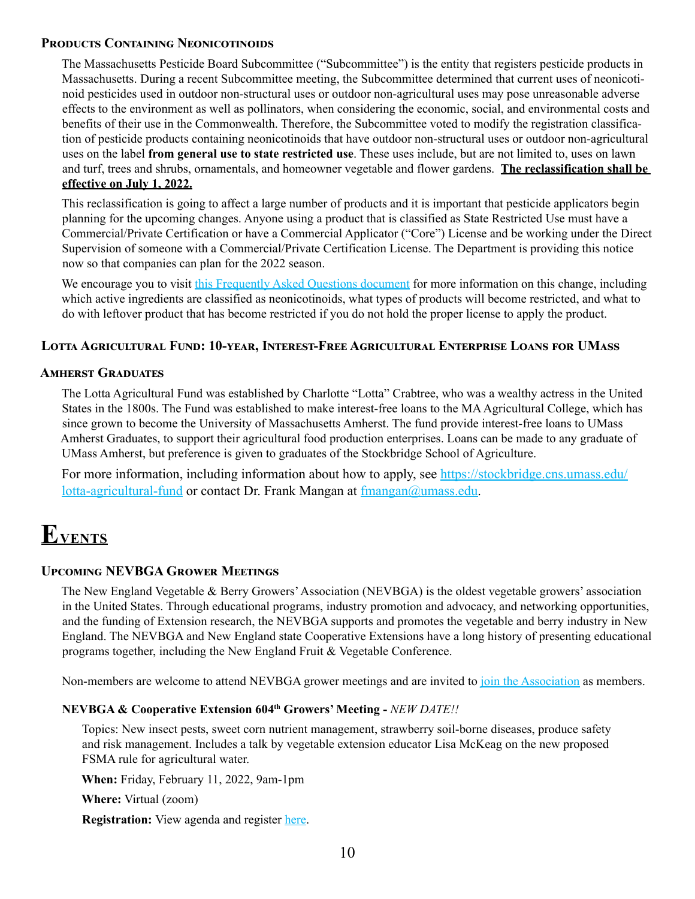### Products Containing Neonicotinoids

The Massachusetts Pesticide Board Subcommittee ("Subcommittee") is the entity that registers pesticide products in Massachusetts. During a recent Subcommittee meeting, the Subcommittee determined that current uses of neonicotinoid pesticides used in outdoor non-structural uses or outdoor non-agricultural uses may pose unreasonable adverse effects to the environment as well as pollinators, when considering the economic, social, and environmental costs and benefits of their use in the Commonwealth. Therefore, the Subcommittee voted to modify the registration classification of pesticide products containing neonicotinoids that have outdoor non-structural uses or outdoor non-agricultural uses on the label **from general use to state restricted use**. These uses include, but are not limited to, uses on lawn and turf, trees and shrubs, ornamentals, and homeowner vegetable and flower gardens. **The reclassification shall be effective on July 1, 2022.**

This reclassification is going to affect a large number of products and it is important that pesticide applicators begin planning for the upcoming changes. Anyone using a product that is classified as State Restricted Use must have a Commercial/Private Certification or have a Commercial Applicator ("Core") License and be working under the Direct Supervision of someone with a Commercial/Private Certification License. The Department is providing this notice now so that companies can plan for the 2022 season.

We encourage you to visit this Frequently Asked Questions document for more information on this change, including which active ingredients are classified as neonicotinoids, what types of products will become restricted, and what to do with leftover product that has become restricted if you do not hold the proper license to apply the product.

### Lotta Agricultural Fund: 10-year, Interest-Free Agricultural Enterprise Loans for UMass Amherst Graduates

The Lotta Agricultural Fund was established by Charlotte "Lotta" Crabtree, who was a wealthy actress in the United States in the 1800s. The Fund was established to make interest-free loans to the MA Agricultural College, which has since grown to become the University of Massachusetts Amherst. The fund provide interest-free loans to UMass Amherst Graduates, to support their agricultural food production enterprises. Loans can be made to any graduate of UMass Amherst, but preference is given to graduates of the Stockbridge School of Agriculture.

For more information, including information about how to apply, see https://stockbridge.cns.umass.edu/lotta-agricultural-fund or contact Dr. Frank Mangan at fmangan@umass.edu.

# Events

### Upcoming NEVBGA Grower Meetings

The New England Vegetable & Berry Growers' Association (NEVBGA) is the oldest vegetable growers' association in the United States. Through educational programs, industry promotion and advocacy, and networking opportunities, and the funding of Extension research, the NEVBGA supports and promotes the vegetable and berry industry in New England. The NEVBGA and New England state Cooperative Extensions have a long history of presenting educational programs together, including the New England Fruit & Vegetable Conference.

Non-members are welcome to attend NEVBGA grower meetings and are invited to join the Association as members.

**NEVBGA & Cooperative Extension 604th Growers' Meeting -** *NEW DATE!!*

Topics: New insect pests, sweet corn nutrient management, strawberry soil-borne diseases, produce safety and risk management. Includes a talk by vegetable extension educator Lisa McKeag on the new proposed FSMA rule for agricultural water.

**When:** Friday, February 11, 2022, 9am-1pm

**Where:** Virtual (zoom)

**Registration:** View agenda and register here.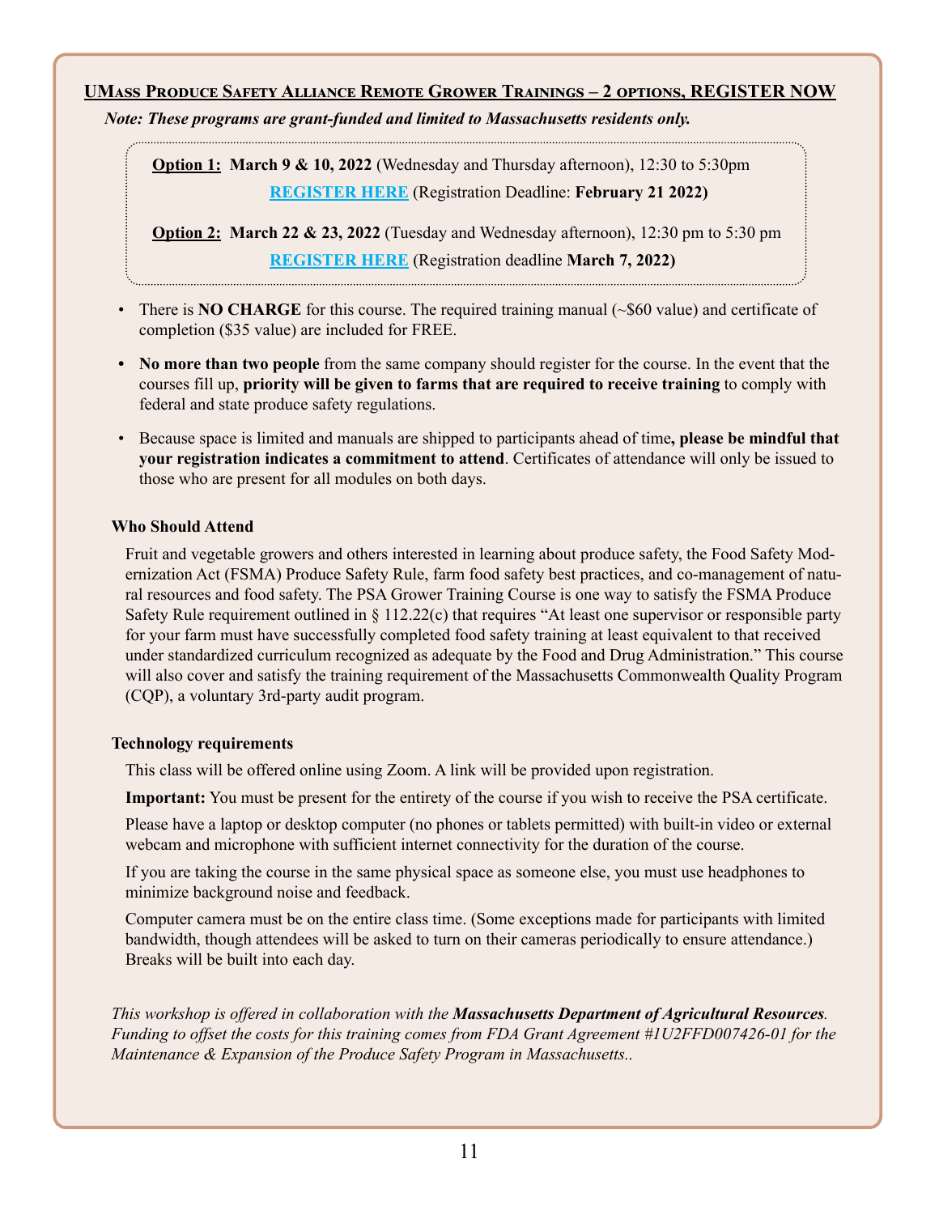## UMass Produce Safety Alliance Remote Grower Trainings – 2 options, REGISTER NOW

***Note: These programs are grant-funded and limited to Massachusetts residents only.***

**Option 1:** **March 9 & 10, 2022** (Wednesday and Thursday afternoon), 12:30 to 5:30pm
**REGISTER HERE** (Registration Deadline: **February 21 2022)**

**Option 2:** **March 22 & 23, 2022** (Tuesday and Wednesday afternoon), 12:30 pm to 5:30 pm
**REGISTER HERE** (Registration deadline **March 7, 2022)**

- There is **NO CHARGE** for this course. The required training manual (~$60 value) and certificate of completion ($35 value) are included for FREE.
- **No more than two people** from the same company should register for the course. In the event that the courses fill up, **priority will be given to farms that are required to receive training** to comply with federal and state produce safety regulations.
- Because space is limited and manuals are shipped to participants ahead of time**, please be mindful that your registration indicates a commitment to attend**. Certificates of attendance will only be issued to those who are present for all modules on both days.

### Who Should Attend

Fruit and vegetable growers and others interested in learning about produce safety, the Food Safety Modernization Act (FSMA) Produce Safety Rule, farm food safety best practices, and co-management of natural resources and food safety. The PSA Grower Training Course is one way to satisfy the FSMA Produce Safety Rule requirement outlined in § 112.22(c) that requires "At least one supervisor or responsible party for your farm must have successfully completed food safety training at least equivalent to that received under standardized curriculum recognized as adequate by the Food and Drug Administration." This course will also cover and satisfy the training requirement of the Massachusetts Commonwealth Quality Program (CQP), a voluntary 3rd-party audit program.

### Technology requirements

This class will be offered online using Zoom. A link will be provided upon registration.

**Important:** You must be present for the entirety of the course if you wish to receive the PSA certificate.

Please have a laptop or desktop computer (no phones or tablets permitted) with built-in video or external webcam and microphone with sufficient internet connectivity for the duration of the course.

If you are taking the course in the same physical space as someone else, you must use headphones to minimize background noise and feedback.

Computer camera must be on the entire class time. (Some exceptions made for participants with limited bandwidth, though attendees will be asked to turn on their cameras periodically to ensure attendance.) Breaks will be built into each day.

*This workshop is offered in collaboration with the* ***Massachusetts Department of Agricultural Resources****. Funding to offset the costs for this training comes from FDA Grant Agreement #1U2FFD007426-01 for the Maintenance & Expansion of the Produce Safety Program in Massachusetts..*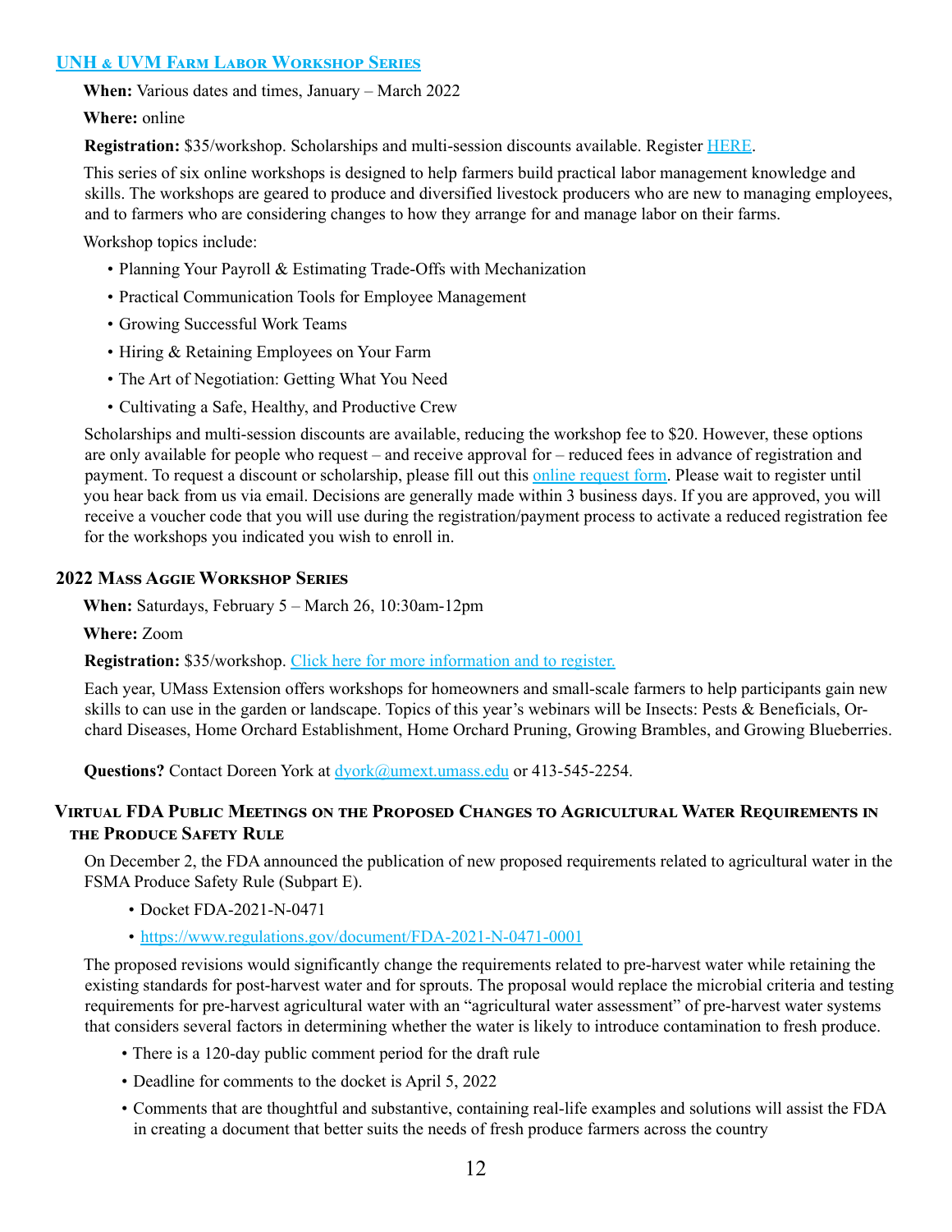### [UNH & UVM Farm Labor Workshop Series]

**When:** Various dates and times, January – March 2022

**Where:** online

**Registration:** $35/workshop. Scholarships and multi-session discounts available. Register HERE.

This series of six online workshops is designed to help farmers build practical labor management knowledge and skills. The workshops are geared to produce and diversified livestock producers who are new to managing employees, and to farmers who are considering changes to how they arrange for and manage labor on their farms.

Workshop topics include:

- Planning Your Payroll & Estimating Trade-Offs with Mechanization
- Practical Communication Tools for Employee Management
- Growing Successful Work Teams
- Hiring & Retaining Employees on Your Farm
- The Art of Negotiation: Getting What You Need
- Cultivating a Safe, Healthy, and Productive Crew

Scholarships and multi-session discounts are available, reducing the workshop fee to $20. However, these options are only available for people who request – and receive approval for – reduced fees in advance of registration and payment. To request a discount or scholarship, please fill out this online request form. Please wait to register until you hear back from us via email. Decisions are generally made within 3 business days. If you are approved, you will receive a voucher code that you will use during the registration/payment process to activate a reduced registration fee for the workshops you indicated you wish to enroll in.

### 2022 Mass Aggie Workshop Series

**When:** Saturdays, February 5 – March 26, 10:30am-12pm

**Where:** Zoom

**Registration:** $35/workshop. Click here for more information and to register.

Each year, UMass Extension offers workshops for homeowners and small-scale farmers to help participants gain new skills to can use in the garden or landscape. Topics of this year's webinars will be Insects: Pests & Beneficials, Orchard Diseases, Home Orchard Establishment, Home Orchard Pruning, Growing Brambles, and Growing Blueberries.

**Questions?** Contact Doreen York at dyork@umext.umass.edu or 413-545-2254.

### Virtual FDA Public Meetings on the Proposed Changes to Agricultural Water Requirements in the Produce Safety Rule

On December 2, the FDA announced the publication of new proposed requirements related to agricultural water in the FSMA Produce Safety Rule (Subpart E).

- Docket FDA-2021-N-0471
- https://www.regulations.gov/document/FDA-2021-N-0471-0001

The proposed revisions would significantly change the requirements related to pre-harvest water while retaining the existing standards for post-harvest water and for sprouts. The proposal would replace the microbial criteria and testing requirements for pre-harvest agricultural water with an "agricultural water assessment" of pre-harvest water systems that considers several factors in determining whether the water is likely to introduce contamination to fresh produce.

- There is a 120-day public comment period for the draft rule
- Deadline for comments to the docket is April 5, 2022
- Comments that are thoughtful and substantive, containing real-life examples and solutions will assist the FDA in creating a document that better suits the needs of fresh produce farmers across the country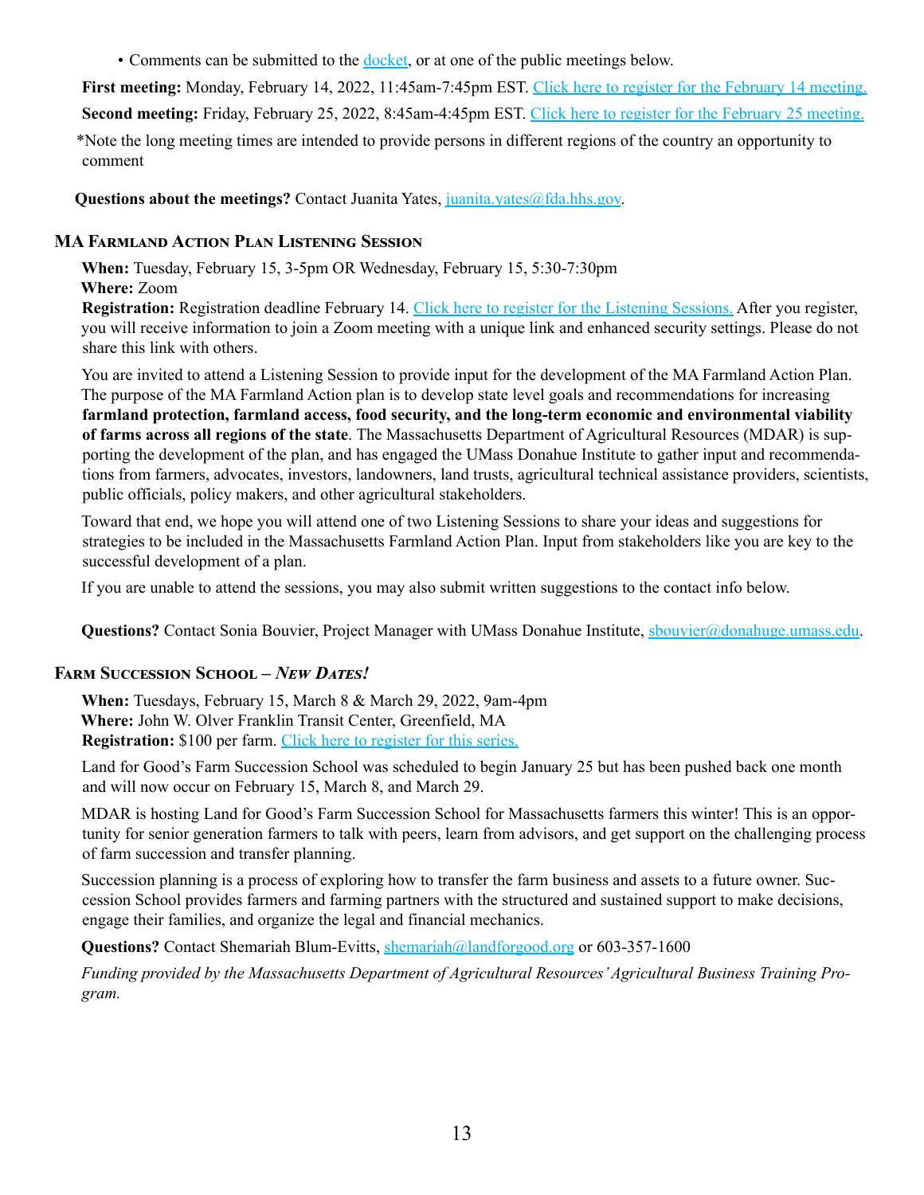- Comments can be submitted to the docket, or at one of the public meetings below.

**First meeting:** Monday, February 14, 2022, 11:45am-7:45pm EST. Click here to register for the February 14 meeting.

**Second meeting:** Friday, February 25, 2022, 8:45am-4:45pm EST. Click here to register for the February 25 meeting.

*Note the long meeting times are intended to provide persons in different regions of the country an opportunity to comment

**Questions about the meetings?** Contact Juanita Yates, juanita.yates@fda.hhs.gov.

### MA Farmland Action Plan Listening Session

**When:** Tuesday, February 15, 3-5pm OR Wednesday, February 15, 5:30-7:30pm
**Where:** Zoom
**Registration:** Registration deadline February 14. Click here to register for the Listening Sessions. After you register, you will receive information to join a Zoom meeting with a unique link and enhanced security settings. Please do not share this link with others.

You are invited to attend a Listening Session to provide input for the development of the MA Farmland Action Plan. The purpose of the MA Farmland Action plan is to develop state level goals and recommendations for increasing **farmland protection, farmland access, food security, and the long-term economic and environmental viability of farms across all regions of the state**. The Massachusetts Department of Agricultural Resources (MDAR) is supporting the development of the plan, and has engaged the UMass Donahue Institute to gather input and recommendations from farmers, advocates, investors, landowners, land trusts, agricultural technical assistance providers, scientists, public officials, policy makers, and other agricultural stakeholders.

Toward that end, we hope you will attend one of two Listening Sessions to share your ideas and suggestions for strategies to be included in the Massachusetts Farmland Action Plan. Input from stakeholders like you are key to the successful development of a plan.

If you are unable to attend the sessions, you may also submit written suggestions to the contact info below.

**Questions?** Contact Sonia Bouvier, Project Manager with UMass Donahue Institute, sbouvier@donahuge.umass.edu.

### Farm Succession School – *New Dates!*

**When:** Tuesdays, February 15, March 8 & March 29, 2022, 9am-4pm
**Where:** John W. Olver Franklin Transit Center, Greenfield, MA
**Registration:** $100 per farm. Click here to register for this series.

Land for Good's Farm Succession School was scheduled to begin January 25 but has been pushed back one month and will now occur on February 15, March 8, and March 29.

MDAR is hosting Land for Good's Farm Succession School for Massachusetts farmers this winter! This is an opportunity for senior generation farmers to talk with peers, learn from advisors, and get support on the challenging process of farm succession and transfer planning.

Succession planning is a process of exploring how to transfer the farm business and assets to a future owner. Succession School provides farmers and farming partners with the structured and sustained support to make decisions, engage their families, and organize the legal and financial mechanics.

**Questions?** Contact Shemariah Blum-Evitts, shemariah@landforgood.org or 603-357-1600

*Funding provided by the Massachusetts Department of Agricultural Resources' Agricultural Business Training Program.*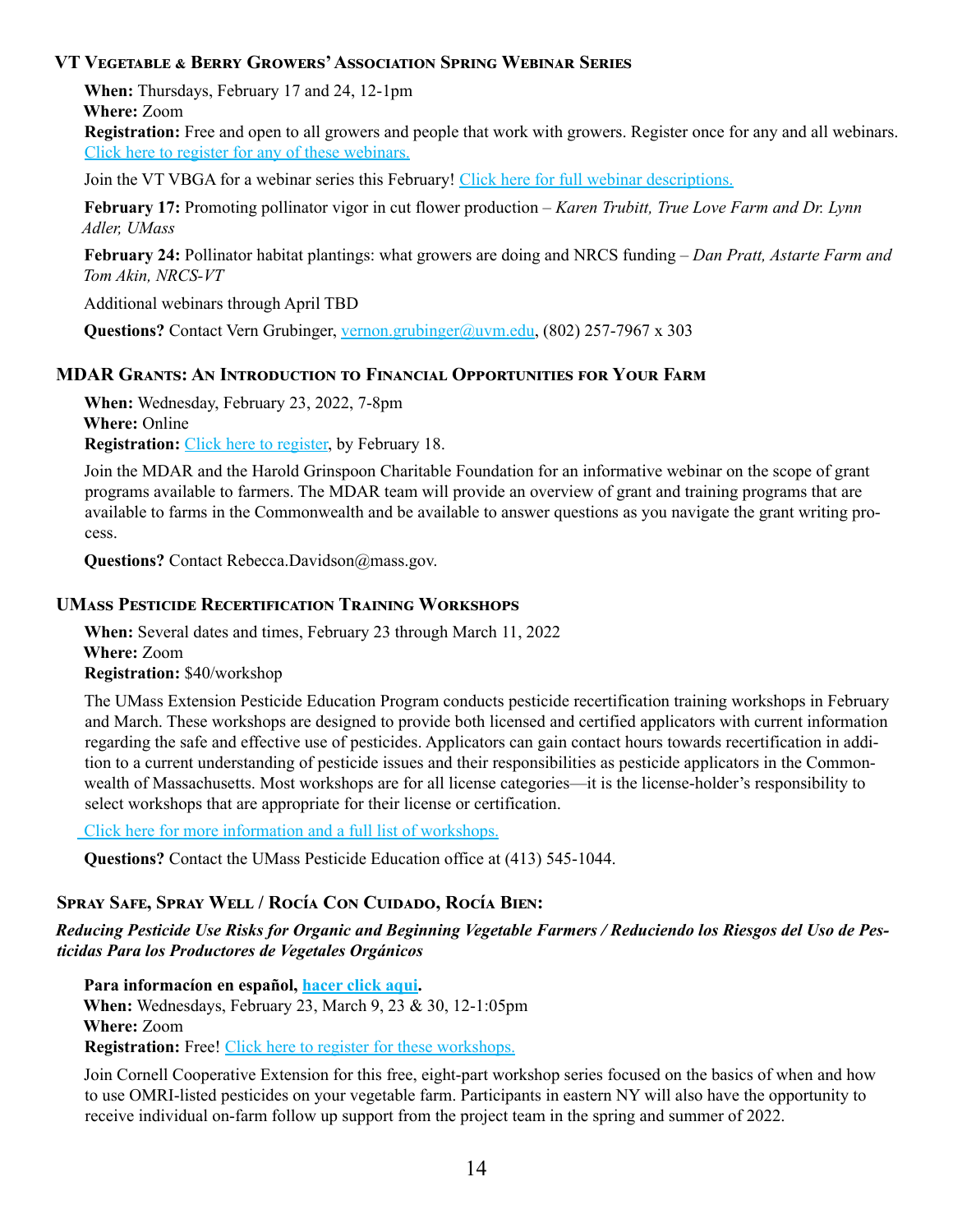### VT Vegetable & Berry Growers' Association Spring Webinar Series

**When:** Thursdays, February 17 and 24, 12-1pm
**Where:** Zoom
**Registration:** Free and open to all growers and people that work with growers. Register once for any and all webinars. Click here to register for any of these webinars.

Join the VT VBGA for a webinar series this February! Click here for full webinar descriptions.

**February 17:** Promoting pollinator vigor in cut flower production – *Karen Trubitt, True Love Farm and Dr. Lynn Adler, UMass*

**February 24:** Pollinator habitat plantings: what growers are doing and NRCS funding – *Dan Pratt, Astarte Farm and Tom Akin, NRCS-VT*

Additional webinars through April TBD

**Questions?** Contact Vern Grubinger, vernon.grubinger@uvm.edu, (802) 257-7967 x 303

### MDAR Grants: An Introduction to Financial Opportunities for Your Farm

**When:** Wednesday, February 23, 2022, 7-8pm
**Where:** Online
**Registration:** Click here to register, by February 18.

Join the MDAR and the Harold Grinspoon Charitable Foundation for an informative webinar on the scope of grant programs available to farmers. The MDAR team will provide an overview of grant and training programs that are available to farms in the Commonwealth and be available to answer questions as you navigate the grant writing process.

**Questions?** Contact Rebecca.Davidson@mass.gov.

### UMass Pesticide Recertification Training Workshops

**When:** Several dates and times, February 23 through March 11, 2022
**Where:** Zoom
**Registration:** $40/workshop

The UMass Extension Pesticide Education Program conducts pesticide recertification training workshops in February and March. These workshops are designed to provide both licensed and certified applicators with current information regarding the safe and effective use of pesticides. Applicators can gain contact hours towards recertification in addition to a current understanding of pesticide issues and their responsibilities as pesticide applicators in the Commonwealth of Massachusetts. Most workshops are for all license categories—it is the license-holder's responsibility to select workshops that are appropriate for their license or certification.

Click here for more information and a full list of workshops.

**Questions?** Contact the UMass Pesticide Education office at (413) 545-1044.

### Spray Safe, Spray Well / Rocía Con Cuidado, Rocía Bien:

***Reducing Pesticide Use Risks for Organic and Beginning Vegetable Farmers / Reduciendo los Riesgos del Uso de Pesticidas Para los Productores de Vegetales Orgánicos***

**Para informacíon en español, hacer click aqui.**
**When:** Wednesdays, February 23, March 9, 23 & 30, 12-1:05pm
**Where:** Zoom
**Registration:** Free! Click here to register for these workshops.

Join Cornell Cooperative Extension for this free, eight-part workshop series focused on the basics of when and how to use OMRI-listed pesticides on your vegetable farm. Participants in eastern NY will also have the opportunity to receive individual on-farm follow up support from the project team in the spring and summer of 2022.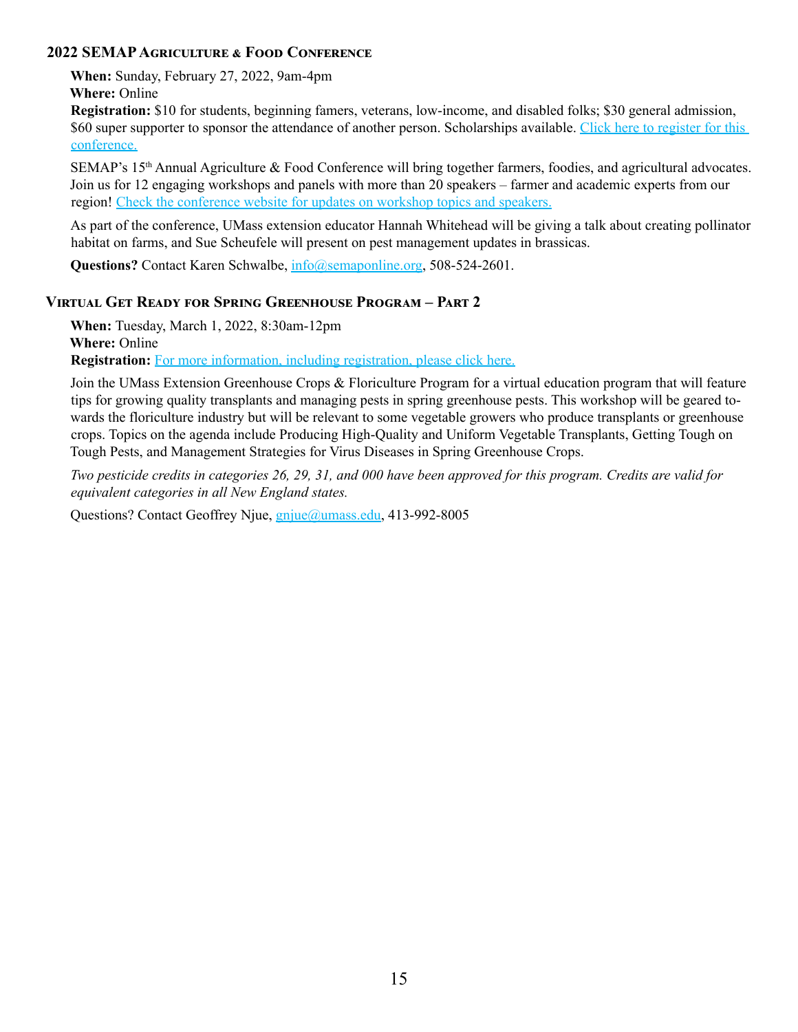### 2022 SEMAP Agriculture & Food Conference

**When:** Sunday, February 27, 2022, 9am-4pm
**Where:** Online
**Registration:** $10 for students, beginning famers, veterans, low-income, and disabled folks; $30 general admission, $60 super supporter to sponsor the attendance of another person. Scholarships available. Click here to register for this conference.

SEMAP's 15th Annual Agriculture & Food Conference will bring together farmers, foodies, and agricultural advocates. Join us for 12 engaging workshops and panels with more than 20 speakers – farmer and academic experts from our region! Check the conference website for updates on workshop topics and speakers.

As part of the conference, UMass extension educator Hannah Whitehead will be giving a talk about creating pollinator habitat on farms, and Sue Scheufele will present on pest management updates in brassicas.

**Questions?** Contact Karen Schwalbe, info@semaponline.org, 508-524-2601.

### Virtual Get Ready for Spring Greenhouse Program – Part 2

**When:** Tuesday, March 1, 2022, 8:30am-12pm
**Where:** Online
**Registration:** For more information, including registration, please click here.

Join the UMass Extension Greenhouse Crops & Floriculture Program for a virtual education program that will feature tips for growing quality transplants and managing pests in spring greenhouse pests. This workshop will be geared towards the floriculture industry but will be relevant to some vegetable growers who produce transplants or greenhouse crops. Topics on the agenda include Producing High-Quality and Uniform Vegetable Transplants, Getting Tough on Tough Pests, and Management Strategies for Virus Diseases in Spring Greenhouse Crops.

*Two pesticide credits in categories 26, 29, 31, and 000 have been approved for this program. Credits are valid for equivalent categories in all New England states.*

Questions? Contact Geoffrey Njue, gnjue@umass.edu, 413-992-8005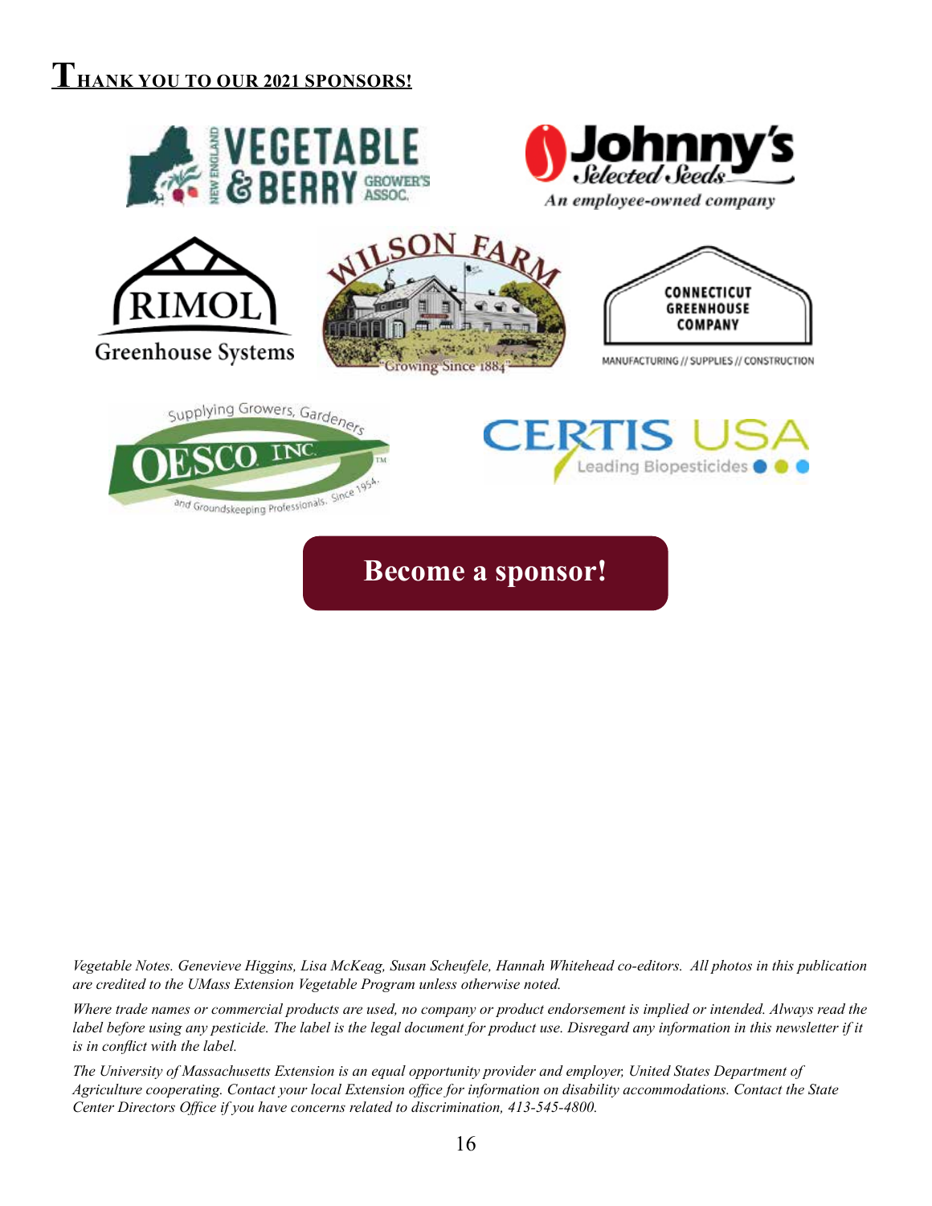# THANK YOU TO OUR 2021 SPONSORS!

NEW ENGLAND VEGETABLE & BERRY GROWER'S ASSOC.

Johnny's Selected Seeds
An employee-owned company

RIMOL Greenhouse Systems

WILSON FARM
"Growing Since 1884"

CONNECTICUT GREENHOUSE COMPANY
MANUFACTURING // SUPPLIES // CONSTRUCTION

OESCO INC.
Supplying Growers, Gardeners and Groundskeeping Professionals. Since 1954.

CERTIS USA
Leading Biopesticides

**Become a sponsor!**

*Vegetable Notes. Genevieve Higgins, Lisa McKeag, Susan Scheufele, Hannah Whitehead co-editors. All photos in this publication are credited to the UMass Extension Vegetable Program unless otherwise noted.*

*Where trade names or commercial products are used, no company or product endorsement is implied or intended. Always read the label before using any pesticide. The label is the legal document for product use. Disregard any information in this newsletter if it is in conflict with the label.*

*The University of Massachusetts Extension is an equal opportunity provider and employer, United States Department of Agriculture cooperating. Contact your local Extension office for information on disability accommodations. Contact the State Center Directors Office if you have concerns related to discrimination, 413-545-4800.*